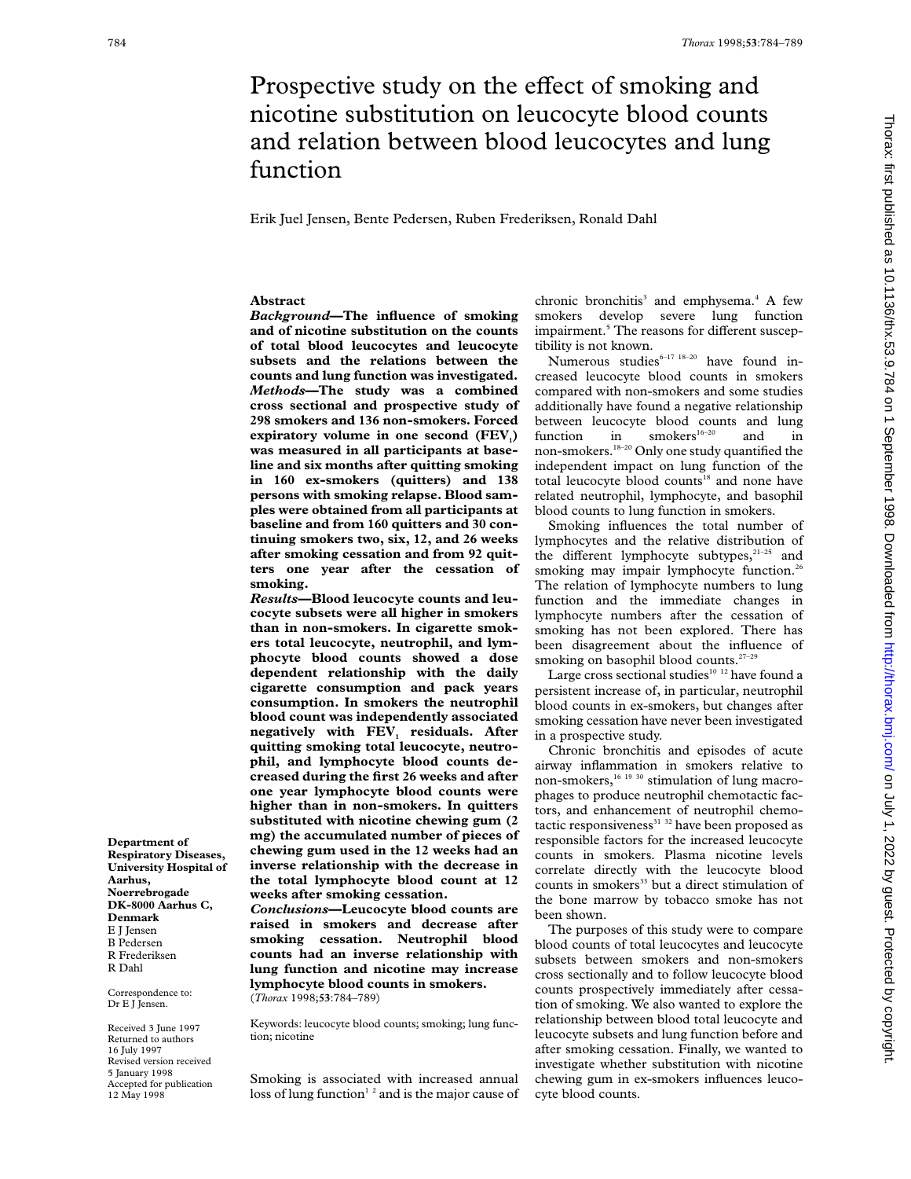# Prospective study on the effect of smoking and nicotine substitution on leucocyte blood counts and relation between blood leucocytes and lung function

Erik Juel Jensen, Bente Pedersen, Ruben Frederiksen, Ronald Dahl

## Abstract

***Background*—The influence of smoking and of nicotine substitution on the counts of total blood leucocytes and leucocyte subsets and the relations between the counts and lung function was investigated.**

***Methods*—The study was a combined cross sectional and prospective study of 298 smokers and 136 non-smokers. Forced expiratory volume in one second ($FEV_1$) was measured in all participants at baseline and six months after quitting smoking in 160 ex-smokers (quitters) and 138 persons with smoking relapse. Blood samples were obtained from all participants at baseline and from 160 quitters and 30 continuing smokers two, six, 12, and 26 weeks after smoking cessation and from 92 quitters one year after the cessation of smoking.**

***Results*—Blood leucocyte counts and leucocyte subsets were all higher in smokers than in non-smokers. In cigarette smokers total leucocyte, neutrophil, and lymphocyte blood counts showed a dose dependent relationship with the daily cigarette consumption and pack years consumption. In smokers the neutrophil blood count was independently associated negatively with $FEV_1$ residuals. After quitting smoking total leucocyte, neutrophil, and lymphocyte blood counts decreased during the first 26 weeks and after one year lymphocyte blood counts were higher than in non-smokers. In quitters substituted with nicotine chewing gum (2 mg) the accumulated number of pieces of chewing gum used in the 12 weeks had an inverse relationship with the decrease in the total lymphocyte blood count at 12 weeks after smoking cessation.**

***Conclusions*—Leucocyte blood counts are raised in smokers and decrease after smoking cessation. Neutrophil blood counts had an inverse relationship with lung function and nicotine may increase lymphocyte blood counts in smokers.**

(*Thorax* 1998;**53**:784–789)

Keywords: leucocyte blood counts; smoking; lung function; nicotine

Smoking is associated with increased annual loss of lung function[1 2] and is the major cause of chronic bronchitis[3] and emphysema.[4] A few smokers develop severe lung function impairment.[5] The reasons for different susceptibility is not known.

Numerous studies[6–17 18–20] have found increased leucocyte blood counts in smokers compared with non-smokers and some studies additionally have found a negative relationship between leucocyte blood counts and lung function in smokers[16–20] and in non-smokers.[18–20] Only one study quantified the independent impact on lung function of the total leucocyte blood counts[18] and none have related neutrophil, lymphocyte, and basophil blood counts to lung function in smokers.

Smoking influences the total number of lymphocytes and the relative distribution of the different lymphocyte subtypes,[21–25] and smoking may impair lymphocyte function.[26] The relation of lymphocyte numbers to lung function and the immediate changes in lymphocyte numbers after the cessation of smoking has not been explored. There has been disagreement about the influence of smoking on basophil blood counts.[27–29]

Large cross sectional studies[10 12] have found a persistent increase of, in particular, neutrophil blood counts in ex-smokers, but changes after smoking cessation have never been investigated in a prospective study.

Chronic bronchitis and episodes of acute airway inflammation in smokers relative to non-smokers,[16 19 30] stimulation of lung macrophages to produce neutrophil chemotactic factors, and enhancement of neutrophil chemotactic responsiveness[31 32] have been proposed as responsible factors for the increased leucocyte counts in smokers. Plasma nicotine levels correlate directly with the leucocyte blood counts in smokers[33] but a direct stimulation of the bone marrow by tobacco smoke has not been shown.

The purposes of this study were to compare blood counts of total leucocytes and leucocyte subsets between smokers and non-smokers cross sectionally and to follow leucocyte blood counts prospectively immediately after cessation of smoking. We also wanted to explore the relationship between blood total leucocyte and leucocyte subsets and lung function before and after smoking cessation. Finally, we wanted to investigate whether substitution with nicotine chewing gum in ex-smokers influences leucocyte blood counts.

Department of Respiratory Diseases, University Hospital of Aarhus, Noerrebrogade DK-8000 Aarhus C, Denmark
E J Jensen
B Pedersen
R Frederiksen
R Dahl

Correspondence to: Dr E J Jensen.

Received 3 June 1997
Returned to authors 16 July 1997
Revised version received 5 January 1998
Accepted for publication 12 May 1998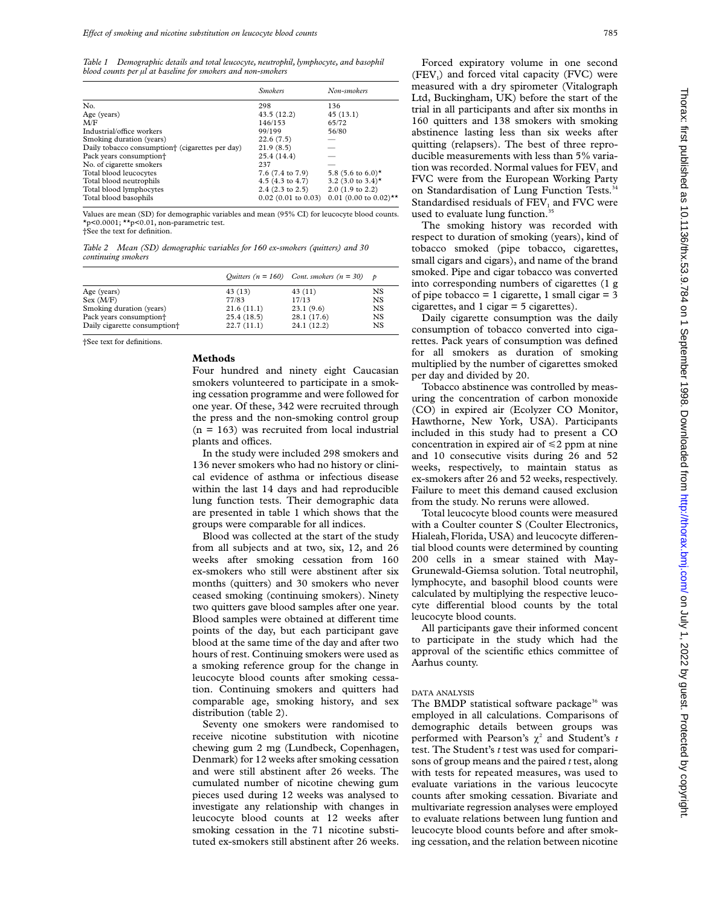*Table 1 Demographic details and total leucocyte, neutrophil, lymphocyte, and basophil blood counts per μl at baseline for smokers and non-smokers*

| | *Smokers* | *Non-smokers* |
|---|---|---|
| No. | 298 | 136 |
| Age (years) | 43.5 (12.2) | 45 (13.1) |
| M/F | 146/153 | 65/72 |
| Industrial/office workers | 99/199 | 56/80 |
| Smoking duration (years) | 22.6 (7.5) | — |
| Daily tobacco consumption† (cigarettes per day) | 21.9 (8.5) | — |
| Pack years consumption† | 25.4 (14.4) | — |
| No. of cigarette smokers | 237 | — |
| Total blood leucocytes | 7.6 (7.4 to 7.9) | 5.8 (5.6 to 6.0)* |
| Total blood neutrophils | 4.5 (4.3 to 4.7) | 3.2 (3.0 to 3.4)* |
| Total blood lymphocytes | 2.4 (2.3 to 2.5) | 2.0 (1.9 to 2.2) |
| Total blood basophils | 0.02 (0.01 to 0.03) | 0.01 (0.00 to 0.02)** |

Values are mean (SD) for demographic variables and mean (95% CI) for leucocyte blood counts. *$p<0.0001$; **$p<0.01$, non-parametric test.
†See the text for definition.

*Table 2 Mean (SD) demographic variables for 160 ex-smokers (quitters) and 30 continuing smokers*

| | *Quitters (n = 160)* | *Cont. smokers (n = 30)* | *p* |
|---|---|---|---|
| Age (years) | 43 (13) | 43 (11) | NS |
| Sex (M/F) | 77/83 | 17/13 | NS |
| Smoking duration (years) | 21.6 (11.1) | 23.1 (9.6) | NS |
| Pack years consumption† | 25.4 (18.5) | 28.1 (17.6) | NS |
| Daily cigarette consumption† | 22.7 (11.1) | 24.1 (12.2) | NS |

†See text for definitions.

## Methods

Four hundred and ninety eight Caucasian smokers volunteered to participate in a smoking cessation programme and were followed for one year. Of these, 342 were recruited through the press and the non-smoking control group (n = 163) was recruited from local industrial plants and offices.

In the study were included 298 smokers and 136 never smokers who had no history or clinical evidence of asthma or infectious disease within the last 14 days and had reproducible lung function tests. Their demographic data are presented in table 1 which shows that the groups were comparable for all indices.

Blood was collected at the start of the study from all subjects and at two, six, 12, and 26 weeks after smoking cessation from 160 ex-smokers who still were abstinent after six months (quitters) and 30 smokers who never ceased smoking (continuing smokers). Ninety two quitters gave blood samples after one year. Blood samples were obtained at different time points of the day, but each participant gave blood at the same time of the day and after two hours of rest. Continuing smokers were used as a smoking reference group for the change in leucocyte blood counts after smoking cessation. Continuing smokers and quitters had comparable age, smoking history, and sex distribution (table 2).

Seventy one smokers were randomised to receive nicotine substitution with nicotine chewing gum 2 mg (Lundbeck, Copenhagen, Denmark) for 12 weeks after smoking cessation and were still abstinent after 26 weeks. The cumulated number of nicotine chewing gum pieces used during 12 weeks was analysed to investigate any relationship with changes in leucocyte blood counts at 12 weeks after smoking cessation in the 71 nicotine substituted ex-smokers still abstinent after 26 weeks.

Forced expiratory volume in one second ($FEV_1$) and forced vital capacity (FVC) were measured with a dry spirometer (Vitalograph Ltd, Buckingham, UK) before the start of the trial in all participants and after six months in 160 quitters and 138 smokers with smoking abstinence lasting less than six weeks after quitting (relapsers). The best of three reproducible measurements with less than 5% variation was recorded. Normal values for $FEV_1$ and FVC were from the European Working Party on Standardisation of Lung Function Tests.[34] Standardised residuals of $FEV_1$ and FVC were used to evaluate lung function.[35]

The smoking history was recorded with respect to duration of smoking (years), kind of tobacco smoked (pipe tobacco, cigarettes, small cigars and cigars), and name of the brand smoked. Pipe and cigar tobacco was converted into corresponding numbers of cigarettes (1 g of pipe tobacco = 1 cigarette, 1 small cigar = 3 cigarettes, and 1 cigar = 5 cigarettes).

Daily cigarette consumption was the daily consumption of tobacco converted into cigarettes. Pack years of consumption was defined for all smokers as duration of smoking multiplied by the number of cigarettes smoked per day and divided by 20.

Tobacco abstinence was controlled by measuring the concentration of carbon monoxide (CO) in expired air (Ecolyzer CO Monitor, Hawthorne, New York, USA). Participants included in this study had to present a CO concentration in expired air of $\leq 2$ ppm at nine and 10 consecutive visits during 26 and 52 weeks, respectively, to maintain status as ex-smokers after 26 and 52 weeks, respectively. Failure to meet this demand caused exclusion from the study. No reruns were allowed.

Total leucocyte blood counts were measured with a Coulter counter S (Coulter Electronics, Hialeah, Florida, USA) and leucocyte differential blood counts were determined by counting 200 cells in a smear stained with May-Grunewald-Giemsa solution. Total neutrophil, lymphocyte, and basophil blood counts were calculated by multiplying the respective leucocyte differential blood counts by the total leucocyte blood counts.

All participants gave their informed concent to participate in the study which had the approval of the scientific ethics committee of Aarhus county.

### DATA ANALYSIS

The BMDP statistical software package[36] was employed in all calculations. Comparisons of demographic details between groups was performed with Pearson's $\chi^2$ and Student's *t* test. The Student's *t* test was used for comparisons of group means and the paired *t* test, along with tests for repeated measures, was used to evaluate variations in the various leucocyte counts after smoking cessation. Bivariate and multivariate regression analyses were employed to evaluate relations between lung funtion and leucocyte blood counts before and after smoking cessation, and the relation between nicotine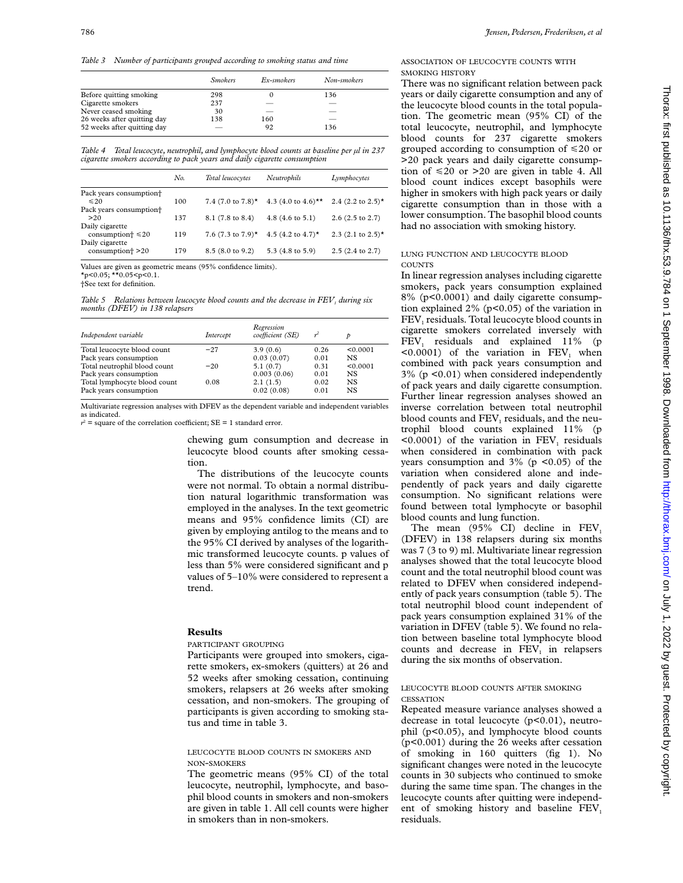*Table 3 Number of participants grouped according to smoking status and time*

| | Smokers | Ex-smokers | Non-smokers |
|---|---|---|---|
| Before quitting smoking | 298 | 0 | 136 |
| Cigarette smokers | 237 | — | — |
| Never ceased smoking | 30 | — | — |
| 26 weeks after quitting day | 138 | 160 | — |
| 52 weeks after quitting day | — | 92 | 136 |

*Table 4 Total leucocyte, neutrophil, and lymphocyte blood counts at baseline per μl in 237 cigarette smokers according to pack years and daily cigarette consumption*

| | No. | Total leucocytes | Neutrophils | Lymphocytes |
|---|---|---|---|---|
| Pack years consumption† ≤20 | 100 | 7.4 (7.0 to 7.8)* | 4.3 (4.0 to 4.6)** | 2.4 (2.2 to 2.5)* |
| Pack years consumption† >20 | 137 | 8.1 (7.8 to 8.4) | 4.8 (4.6 to 5.1) | 2.6 (2.5 to 2.7) |
| Daily cigarette consumption† ≤20 | 119 | 7.6 (7.3 to 7.9)* | 4.5 (4.2 to 4.7)* | 2.3 (2.1 to 2.5)* |
| Daily cigarette consumption† >20 | 179 | 8.5 (8.0 to 9.2) | 5.3 (4.8 to 5.9) | 2.5 (2.4 to 2.7) |

Values are given as geometric means (95% confidence limits).
*p<0.05; **0.05<p<0.1.
†See text for definition.

*Table 5 Relations between leucocyte blood counts and the decrease in $FEV_1$ during six months (DFEV) in 138 relapsers*

| Independent variable | Intercept | Regression coefficient (SE) | $r^2$ | p |
|---|---|---|---|---|
| Total leucocyte blood count | −27 | 3.9 (0.6) | 0.26 | <0.0001 |
| Pack years consumption | | 0.03 (0.07) | 0.01 | NS |
| Total neutrophil blood count | −20 | 5.1 (0.7) | 0.31 | <0.0001 |
| Pack years consumption | | 0.003 (0.06) | 0.01 | NS |
| Total lymphocyte blood count | 0.08 | 2.1 (1.5) | 0.02 | NS |
| Pack years consumption | | 0.02 (0.08) | 0.01 | NS |

Multivariate regression analyses with DFEV as the dependent variable and independent variables as indicated.
$r^2$ = square of the correlation coefficient; SE = 1 standard error.

chewing gum consumption and decrease in leucocyte blood counts after smoking cessation.

The distributions of the leucocyte counts were not normal. To obtain a normal distribution natural logarithmic transformation was employed in the analyses. In the text geometric means and 95% confidence limits (CI) are given by employing antilog to the means and to the 95% CI derived by analyses of the logarithmic transformed leucocyte counts. p values of less than 5% were considered significant and p values of 5–10% were considered to represent a trend.

## Results

### PARTICIPANT GROUPING

Participants were grouped into smokers, cigarette smokers, ex-smokers (quitters) at 26 and 52 weeks after smoking cessation, continuing smokers, relapsers at 26 weeks after smoking cessation, and non-smokers. The grouping of participants is given according to smoking status and time in table 3.

### LEUCOCYTE BLOOD COUNTS IN SMOKERS AND NON-SMOKERS

The geometric means (95% CI) of the total leucocyte, neutrophil, lymphocyte, and basophil blood counts in smokers and non-smokers are given in table 1. All cell counts were higher in smokers than in non-smokers.

### ASSOCIATION OF LEUCOCYTE COUNTS WITH SMOKING HISTORY

There was no significant relation between pack years or daily cigarette consumption and any of the leucocyte blood counts in the total population. The geometric mean (95% CI) of the total leucocyte, neutrophil, and lymphocyte blood counts for 237 cigarette smokers grouped according to consumption of ≤20 or >20 pack years and daily cigarette consumption of ≤20 or >20 are given in table 4. All blood count indices except basophils were higher in smokers with high pack years or daily cigarette consumption than in those with a lower consumption. The basophil blood counts had no association with smoking history.

### LUNG FUNCTION AND LEUCOCYTE BLOOD COUNTS

In linear regression analyses including cigarette smokers, pack years consumption explained 8% (p<0.0001) and daily cigarette consumption explained 2% (p<0.05) of the variation in $FEV_1$ residuals. Total leucocyte blood counts in cigarette smokers correlated inversely with $FEV_1$ residuals and explained 11% (p <0.0001) of the variation in $FEV_1$ when combined with pack years consumption and 3% (p <0.01) when considered independently of pack years and daily cigarette consumption. Further linear regression analyses showed an inverse correlation between total neutrophil blood counts and $FEV_1$ residuals, and the neutrophil blood counts explained 11% (p <0.0001) of the variation in $FEV_1$ residuals when considered in combination with pack years consumption and 3% (p <0.05) of the variation when considered alone and independently of pack years and daily cigarette consumption. No significant relations were found between total lymphocyte or basophil blood counts and lung function.

The mean (95% CI) decline in $FEV_1$ (DFEV) in 138 relapsers during six months was 7 (3 to 9) ml. Multivariate linear regression analyses showed that the total leucocyte blood count and the total neutrophil blood count was related to DFEV when considered independently of pack years consumption (table 5). The total neutrophil blood count independent of pack years consumption explained 31% of the variation in DFEV (table 5). We found no relation between baseline total lymphocyte blood counts and decrease in $FEV_1$ in relapsers during the six months of observation.

### LEUCOCYTE BLOOD COUNTS AFTER SMOKING CESSATION

Repeated measure variance analyses showed a decrease in total leucocyte (p<0.01), neutrophil (p<0.05), and lymphocyte blood counts (p<0.001) during the 26 weeks after cessation of smoking in 160 quitters (fig 1). No significant changes were noted in the leucocyte counts in 30 subjects who continued to smoke during the same time span. The changes in the leucocyte counts after quitting were independent of smoking history and baseline $FEV_1$ residuals.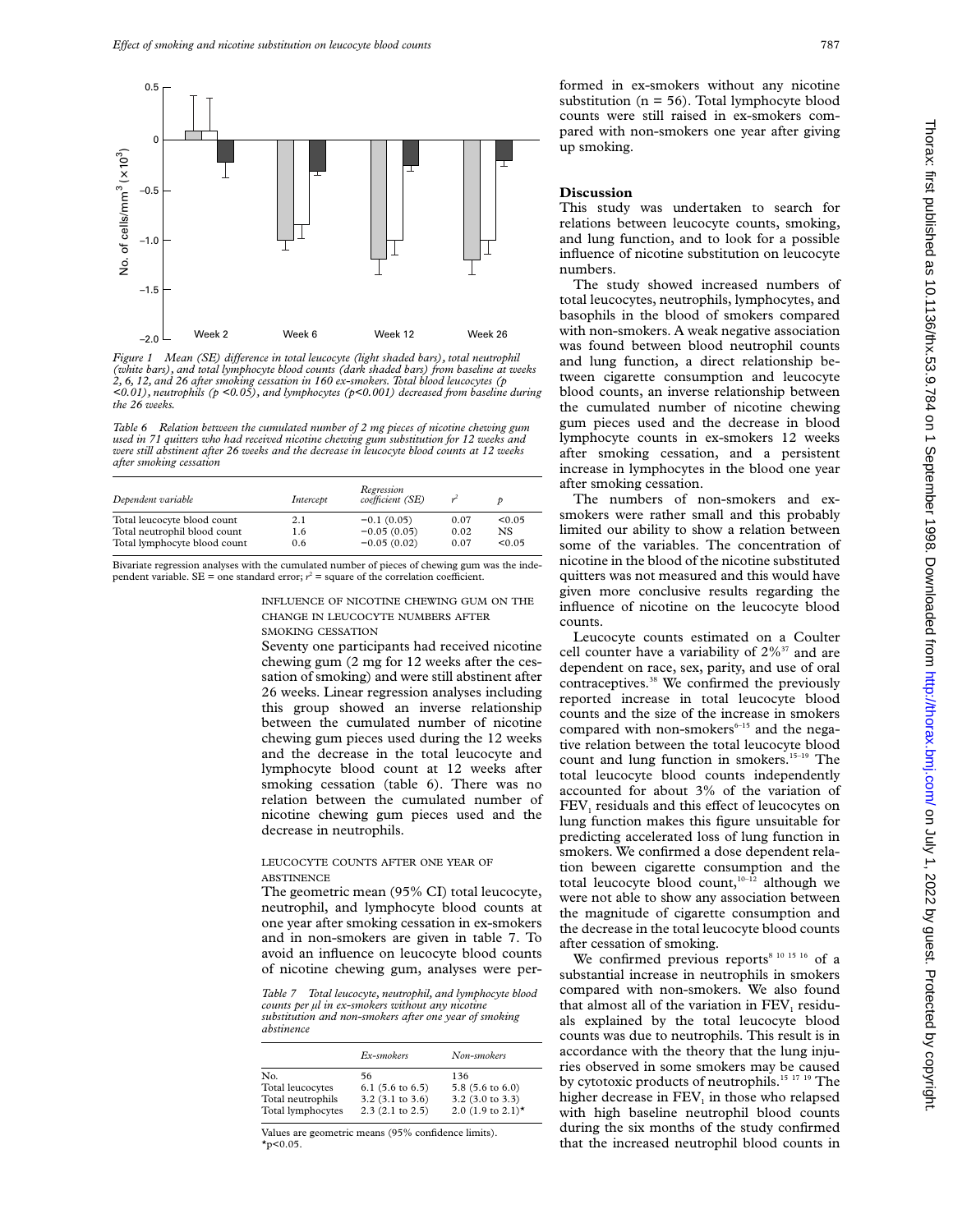Figure 1 Mean (SE) difference in total leucocyte (light shaded bars), total neutrophil (white bars), and total lymphocyte blood counts (dark shaded bars) from baseline at weeks 2, 6, 12, and 26 after smoking cessation in 160 ex-smokers. Total blood leucocytes ($p < 0.01$), neutrophils ($p < 0.05$), and lymphocytes ($p < 0.001$) decreased from baseline during the 26 weeks.

Table 6 Relation between the cumulated number of 2 mg pieces of nicotine chewing gum used in 71 quitters who had received nicotine chewing gum substitution for 12 weeks and were still abstinent after 26 weeks and the decrease in leucocyte blood counts at 12 weeks after smoking cessation

| Dependent variable | Intercept | Regression coefficient (SE) | $r^2$ | p |
|---|---|---|---|---|
| Total leucocyte blood count | 2.1 | −0.1 (0.05) | 0.07 | <0.05 |
| Total neutrophil blood count | 1.6 | −0.05 (0.05) | 0.02 | NS |
| Total lymphocyte blood count | 0.6 | −0.05 (0.02) | 0.07 | <0.05 |

Bivariate regression analyses with the cumulated number of pieces of chewing gum was the independent variable. SE = one standard error; $r^2$ = square of the correlation coefficient.

#### INFLUENCE OF NICOTINE CHEWING GUM ON THE CHANGE IN LEUCOCYTE NUMBERS AFTER SMOKING CESSATION

Seventy one participants had received nicotine chewing gum (2 mg for 12 weeks after the cessation of smoking) and were still abstinent after 26 weeks. Linear regression analyses including this group showed an inverse relationship between the cumulated number of nicotine chewing gum pieces used during the 12 weeks and the decrease in the total leucocyte and lymphocyte blood count at 12 weeks after smoking cessation (table 6). There was no relation between the cumulated number of nicotine chewing gum pieces used and the decrease in neutrophils.

#### LEUCOCYTE COUNTS AFTER ONE YEAR OF ABSTINENCE

The geometric mean (95% CI) total leucocyte, neutrophil, and lymphocyte blood counts at one year after smoking cessation in ex-smokers and in non-smokers are given in table 7. To avoid an influence on leucocyte blood counts of nicotine chewing gum, analyses were performed in ex-smokers without any nicotine substitution (n = 56). Total lymphocyte blood counts were still raised in ex-smokers compared with non-smokers one year after giving up smoking.

Table 7 Total leucocyte, neutrophil, and lymphocyte blood counts per µl in ex-smokers without any nicotine substitution and non-smokers after one year of smoking abstinence

| | Ex-smokers | Non-smokers |
|---|---|---|
| No. | 56 | 136 |
| Total leucocytes | 6.1 (5.6 to 6.5) | 5.8 (5.6 to 6.0) |
| Total neutrophils | 3.2 (3.1 to 3.6) | 3.2 (3.0 to 3.3) |
| Total lymphocytes | 2.3 (2.1 to 2.5) | 2.0 (1.9 to 2.1)* |

Values are geometric means (95% confidence limits).
*$p < 0.05$.

## Discussion

This study was undertaken to search for relations between leucocyte counts, smoking, and lung function, and to look for a possible influence of nicotine substitution on leucocyte numbers.

The study showed increased numbers of total leucocytes, neutrophils, lymphocytes, and basophils in the blood of smokers compared with non-smokers. A weak negative association was found between blood neutrophil counts and lung function, a direct relationship between cigarette consumption and leucocyte blood counts, an inverse relationship between the cumulated number of nicotine chewing gum pieces used and the decrease in blood lymphocyte counts in ex-smokers 12 weeks after smoking cessation, and a persistent increase in lymphocytes in the blood one year after smoking cessation.

The numbers of non-smokers and ex-smokers were rather small and this probably limited our ability to show a relation between some of the variables. The concentration of nicotine in the blood of the nicotine substituted quitters was not measured and this would have given more conclusive results regarding the influence of nicotine on the leucocyte blood counts.

Leucocyte counts estimated on a Coulter cell counter have a variability of 2%[37] and are dependent on race, sex, parity, and use of oral contraceptives.[38] We confirmed the previously reported increase in total leucocyte blood counts and the size of the increase in smokers compared with non-smokers[6–15] and the negative relation between the total leucocyte blood count and lung function in smokers.[15–19] The total leucocyte blood counts independently accounted for about 3% of the variation of $FEV_1$ residuals and this effect of leucocytes on lung function makes this figure unsuitable for predicting accelerated loss of lung function in smokers. We confirmed a dose dependent relation beween cigarette consumption and the total leucocyte blood count,[10–12] although we were not able to show any association between the magnitude of cigarette consumption and the decrease in the total leucocyte blood counts after cessation of smoking.

We confirmed previous reports[8 10 15 16] of a substantial increase in neutrophils in smokers compared with non-smokers. We also found that almost all of the variation in $FEV_1$ residuals explained by the total leucocyte blood counts was due to neutrophils. This result is in accordance with the theory that the lung injuries observed in some smokers may be caused by cytotoxic products of neutrophils.[15 17 19] The higher decrease in $FEV_1$ in those who relapsed with high baseline neutrophil blood counts during the six months of the study confirmed that the increased neutrophil blood counts in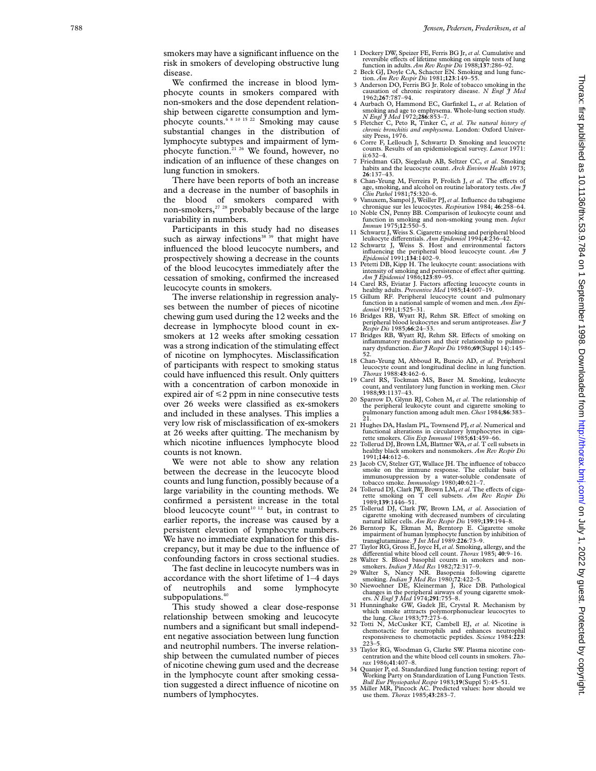smokers may have a significant influence on the risk in smokers of developing obstructive lung disease.

We confirmed the increase in blood lymphocyte counts in smokers compared with non-smokers and the dose dependent relationship between cigarette consumption and lymphocyte counts.[6 8 10 15 22] Smoking may cause substantial changes in the distribution of lymphocyte subtypes and impairment of lymphocyte function.[21 26] We found, however, no indication of an influence of these changes on lung function in smokers.

There have been reports of both an increase and a decrease in the number of basophils in the blood of smokers compared with non-smokers,[27 28] probably because of the large variability in numbers.

Participants in this study had no diseases such as airway infections[38 39] that might have influenced the blood leucocyte numbers, and prospectively showing a decrease in the counts of the blood leucocytes immediately after the cessation of smoking, confirmed the increased leucocyte counts in smokers.

The inverse relationship in regression analyses between the number of pieces of nicotine chewing gum used during the 12 weeks and the decrease in lymphocyte blood count in ex-smokers at 12 weeks after smoking cessation was a strong indication of the stimulating effect of nicotine on lymphocytes. Misclassification of participants with respect to smoking status could have influenced this result. Only quitters with a concentration of carbon monoxide in expired air of ≤2 ppm in nine consecutive tests over 26 weeks were classified as ex-smokers and included in these analyses. This implies a very low risk of misclassification of ex-smokers at 26 weeks after quitting. The mechanism by which nicotine influences lymphocyte blood counts is not known.

We were not able to show any relation between the decrease in the leucocyte blood counts and lung function, possibly because of a large variability in the counting methods. We confirmed a persistent increase in the total blood leucocyte count[10 12] but, in contrast to earlier reports, the increase was caused by a persistent elevation of lymphocyte numbers. We have no immediate explanation for this discrepancy, but it may be due to the influence of confounding factors in cross sectional studies.

The fast decline in leucocyte numbers was in accordance with the short lifetime of 1–4 days of neutrophils and some lymphocyte subpopulations.[40]

This study showed a clear dose-response relationship between smoking and leucocyte numbers and a significant but small independent negative association between lung function and neutrophil numbers. The inverse relationship between the cumulated number of pieces of nicotine chewing gum used and the decrease in the lymphocyte count after smoking cessation suggested a direct influence of nicotine on numbers of lymphocytes.

1 Dockery DW, Speizer FE, Ferris BG Jr, *et al*. Cumulative and reversible effects of lifetime smoking on simple tests of lung function in adults. *Am Rev Respir Dis* 1988;**137**:286–92.
2 Beck GJ, Doyle CA, Schacter EN. Smoking and lung function. *Am Rev Respir Dis* 1981;**123**:149–55.
3 Anderson DO, Ferris BG Jr. Role of tobacco smoking in the causation of chronic respiratory disease. *N Engl J Med* 1962;**267**:787–94.
4 Aurbach O, Hammond EC, Garfinkel L, *et al*. Relation of smoking and age to emphysema. Whole-lung section study. *N Engl J Med* 1972;**286**:853–7.
5 Fletcher C, Peto R, Tinker C, *et al*. *The natural history of chronic bronchitis and emphysema*. London: Oxford University Press, 1976.
6 Corre F, Lellouch J, Schwartz D. Smoking and leucocyte counts. Results of an epidemiological survey. *Lancet* 1971: ii:632–4.
7 Friedman GD, Siegelaub AB, Seltzer CC, *et al*. Smoking habits and the leucocyte count. *Arch Environ Health* 1973; **26**:137–43.
8 Chan-Yeung M, Ferreira P, Frolich J, *et al*. The effects of age, smoking, and alcohol on routine laboratory tests. *Am J Clin Pathol* 1981;**75**:320–6.
9 Vanuxem, Sampol J, Weiller PJ, *et al*. Influence du tabagisme chronique sur les leucocytes. *Respiration* 1984; **46**:258–64.
10 Noble CN, Penny BB. Comparison of leukocyte count and function in smoking and non-smoking young men. *Infect Immun* 1975;**12**:550–5.
11 Schwartz J, Weiss S. Cigarette smoking and peripheral blood leukocyte differentials. *Ann Epidemiol* 1994;**4**:236–42.
12 Schwartz J, Weiss S. Host and environmental factors influencing the peripheral blood leucocyte count. *Am J Epidemiol* 1991;**134**:1402–9.
13 Petetti DB, Kipp H. The leukocyte count: associations with intensity of smoking and persistence of effect after quitting. *Am J Epidemiol* 1986;**123**:89–95.
14 Carel RS, Eviatar J. Factors affecting leucocyte counts in healthy adults. *Preventive Med* 1985;**14**:607–19.
15 Gillum RF. Peripheral leucocyte count and pulmonary function in a national sample of women and men. *Ann Epidemiol* 1991;**1**:525–31.
16 Bridges RB, Wyatt RJ, Rehm SR. Effect of smoking on peripheral blood leukocytes and serum antiproteases. *Eur J Respir Dis* 1985;**66**:24–33.
17 Bridges RB, Wyatt RJ, Rehm SR. Effects of smoking on inflammatory mediators and their relationship to pulmonary dysfunction. *Eur J Respir Dis* 1986;**69**(Suppl 14):145–52.
18 Chan-Yeung M, Abboud R, Buncio AD, *et al*. Peripheral leucocyte count and longitudinal decline in lung function. *Thorax* 1988:**43**:462–6.
19 Carel RS, Tockman MS, Baser M. Smoking, leukocyte count, and ventilatory lung function in working men. *Chest* 1988;**93**:1137–43.
20 Sparrow D, Glynn RJ, Cohen M, *et al*. The relationship of the peripheral leukocyte count and cigarette smoking to pulmonary function among adult men. *Chest* 1984;**86**:383–21.
21 Hughes DA, Haslam PL, Townsend PJ, *et al*. Numerical and functional alterations in circulatory lymphocytes in cigarette smokers. *Clin Exp Immunol* 1985;**61**:459–66.
22 Tollerud DJ, Brown LM, Blattner WA, *et al*. T cell subsets in healthy black smokers and nonsmokers. *Am Rev Respir Dis* 1991;**144**:612–6.
23 Jacob CV, Stelzer GT, Wallace JH. The influence of tobacco smoke on the immune response. The cellular basis of immunosuppression by a water-soluble condensate of tobacco smoke. *Immunology* 1980;**40**:621–7.
24 Tollerud DJ, Clark JW, Brown LM, *et al*. The effects of cigarette smoking on T cell subsets. *Am Rev Respir Dis* 1989;**139**:1446–51.
25 Tollerud DJ, Clark JW, Brown LM, *et al*. Association of cigarette smoking with decreased numbers of circulating natural killer cells. *Am Rev Respir Dis* 1989;**139**:194–8.
26 Berntorp K, Ekman M, Berntorp E. Cigarette smoke impairment of human lymphocyte function by inhibition of transglutaminase. *J Int Med* 1989:**226**:73–9.
27 Taylor RG, Gross E, Joyce H, *et al*. Smoking, allergy, and the differential white blood cell count. *Thorax* 1985; **40**:9–16.
28 Walter S. Blood basophil counts in smokers and non-smokers. *Indian J Med Res* 1982;**72**:317–9.
29 Walter S, Nancy NR. Basopenia following cigarette smoking. *Indian J Med Res* 1980;**72**:422–5.
30 Niewoehner DE, Kleinerman J, Rice DB. Pathological changes in the peripheral airways of young cigarette smokers. *N Engl J Med* 1974;**291**:755–8.
31 Hunninghake GW, Gadek JE, Crystal R. Mechanism by which smoke atttracts polymorphonuclear leucocytes to the lung. *Chest* 1983;**77**:273–6.
32 Totti N, McCusker KT, Cambell EJ, *et al*. Nicotine is chemotactic for neutrophils and enhances neutrophil responsiveness to chemotactic peptides. *Science* 1984:**223**: 223–5.
33 Taylor RG, Woodman G, Clarke SW. Plasma nicotine concentration and the white blood cell counts in smokers. *Thorax* 1986;**41**:407–8.
34 Quanjer P, ed. Standardized lung function testing: report of Working Party on Standardization of Lung Function Tests. *Bull Eur Physiopathol Respir* 1983;**19**(Suppl 5):45–51.
35 Miller MR, Pincock AC. Predicted values: how should we use them. *Thorax* 1985;**43**:283–7.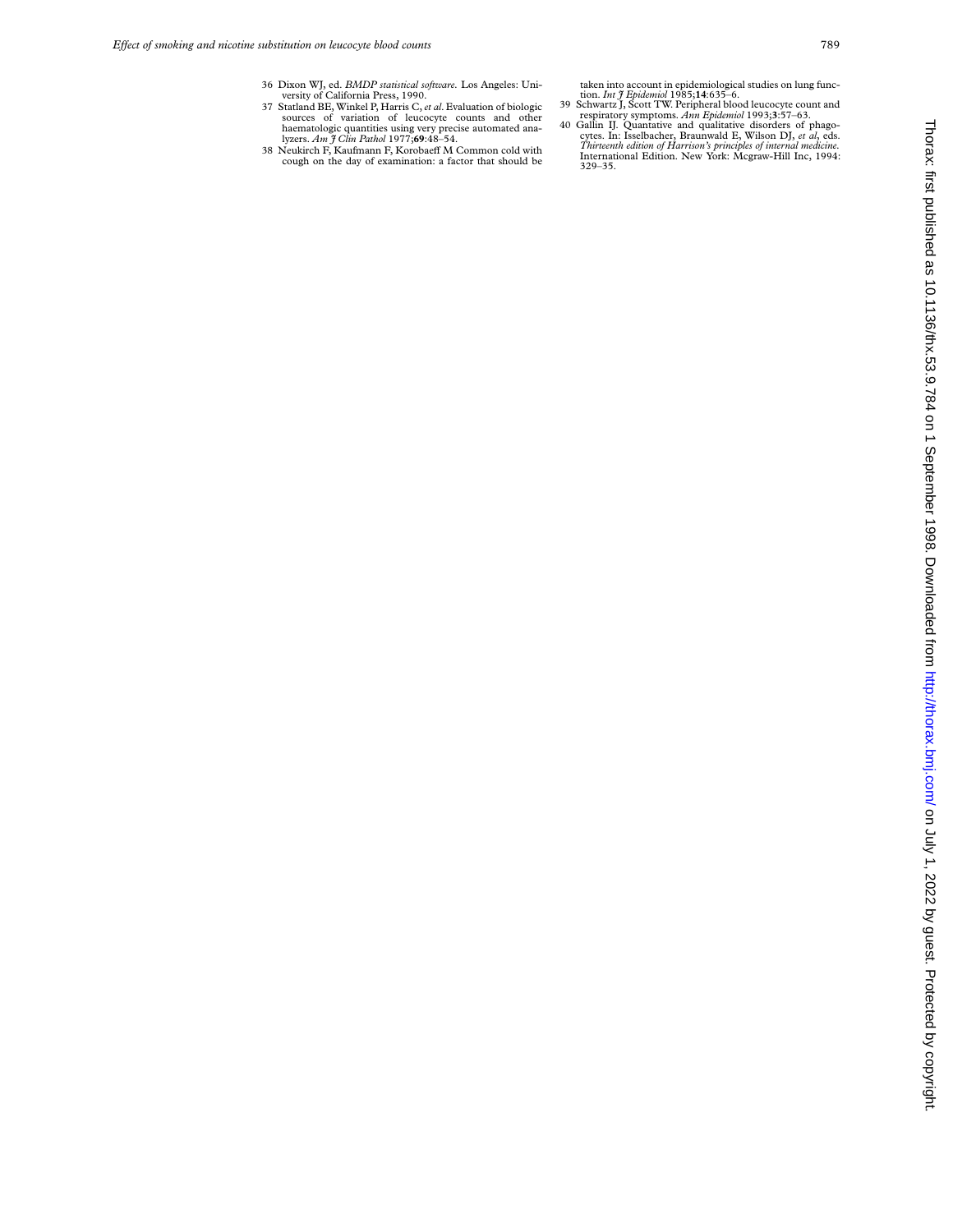36 Dixon WJ, ed. *BMDP statistical software.* Los Angeles: University of California Press, 1990.

37 Statland BE, Winkel P, Harris C, *et al*. Evaluation of biologic sources of variation of leucocyte counts and other haematologic quantities using very precise automated analyzers. *Am J Clin Pathol* 1977;**69**:48–54.

38 Neukirch F, Kaufmann F, Korobaeff M Common cold with cough on the day of examination: a factor that should be taken into account in epidemiological studies on lung function. *Int J Epidemiol* 1985;**14**:635–6.

39 Schwartz J, Scott TW. Peripheral blood leucocyte count and respiratory symptoms. *Ann Epidemiol* 1993;**3**:57–63.

40 Gallin IJ. Quantative and qualitative disorders of phagocytes. In: Isselbacher, Braunwald E, Wilson DJ, *et al*, eds. *Thirteenth edition of Harrison's principles of internal medicine.* International Edition. New York: Mcgraw-Hill Inc, 1994: 329–35.